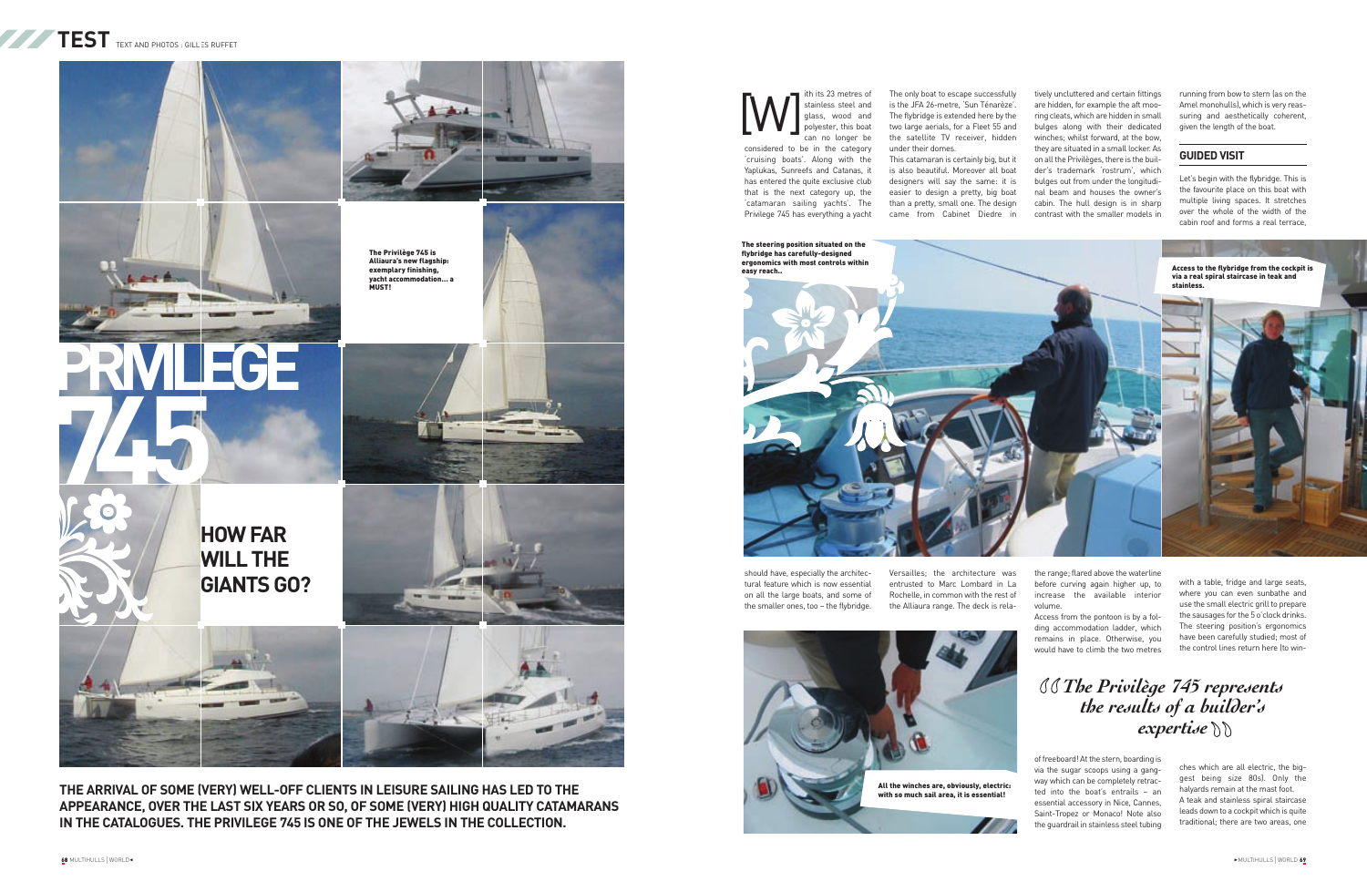# PRIVILEGE 745

## HOW FAR WILL THE GIANTS GO?

**THE ARRIVAL OF SOME (VERY) WELL-OFF CLIENTS IN LEISURE SAILING HAS LED TO THE APPEARANCE, OVER THE LAST SIX YEARS OR SO, OF SOME (VERY) HIGH QUALITY CATAMARANS IN THE CATALOGUES. THE PRIVILEGE 745 IS ONE OF THE JEWELS IN THE COLLECTION.**

TEXT AND PHOTOS : GILLES RUFFET

**The Privilège 745 is Alliaura's new flagship: exemplary finishing, yacht accommodation… a MUST!**

With its 23 metres of stainless steel and glass, wood and polyester, this boat can no longer be considered to be in the category 'cruising boats'. Along with the Yaplukas, Sunreefs and Catanas, it has entered the quite exclusive club that is the next category up, the 'catamaran sailing yachts'. The Privilege 745 has everything a yacht should have, especially the architectural feature which is now essential on all the large boats, and some of the smaller ones, too – the flybridge. The only boat to escape successfully is the JFA 26-metre, 'Sun Ténarèze'. The flybridge is extended here by the two large aerials, for a Fleet 55 and the satellite TV receiver, hidden under their domes.

This catamaran is certainly big, but it is also beautiful. Moreover all boat designers will say the same: it is easier to design a pretty, big boat than a pretty, small one. The design came from Cabinet Diedre in Versailles; the architecture was entrusted to Marc Lombard in La Rochelle, in common with the rest of the Alliaura range. The deck is relatively uncluttered and certain fittings are hidden, for example the aft mooring cleats, which are hidden in small bulges along with their dedicated winches; whilst forward, at the bow, they are situated in a small locker. As on all the Privilèges, there is the builder's trademark 'rostrum', which bulges out from under the longitudinal beam and houses the owner's cabin. The hull design is in sharp contrast with the smaller models in the range; flared above the waterline before curving again higher up, to increase the available interior volume.

Access from the pontoon is by a folding accommodation ladder, which remains in place. Otherwise, you would have to climb the two metres of freeboard! At the stern, boarding is via the sugar scoops using a gangway which can be completely retracted into the boat's entrails – an essential accessory in Nice, Cannes, Saint-Tropez or Monaco! Note also the guardrail in stainless steel tubing running from bow to stern (as on the Amel monohulls), which is very reassuring and aesthetically coherent, given the length of the boat.

**The steering position situated on the flybridge has carefully-designed ergonomics with most controls within easy reach..**

**Access to the flybridge from the cockpit is via a real spiral staircase in teak and stainless.**

**All the winches are, obviously, electric: with so much sail area, it is essential!**

> *“The Privilège 745 represents the results of a builder's expertise”*

### GUIDED VISIT

Let's begin with the flybridge. This is the favourite place on this boat with multiple living spaces. It stretches over the whole of the width of the cabin roof and forms a real terrace, with a table, fridge and large seats, where you can even sunbathe and use the small electric grill to prepare the sausages for the 5 o'clock drinks. The steering position's ergonomics have been carefully studied; most of the control lines return here (to winches which are all electric, the biggest being size 80s). Only the halyards remain at the mast foot.

A teak and stainless spiral staircase leads down to a cockpit which is quite traditional; there are two areas, one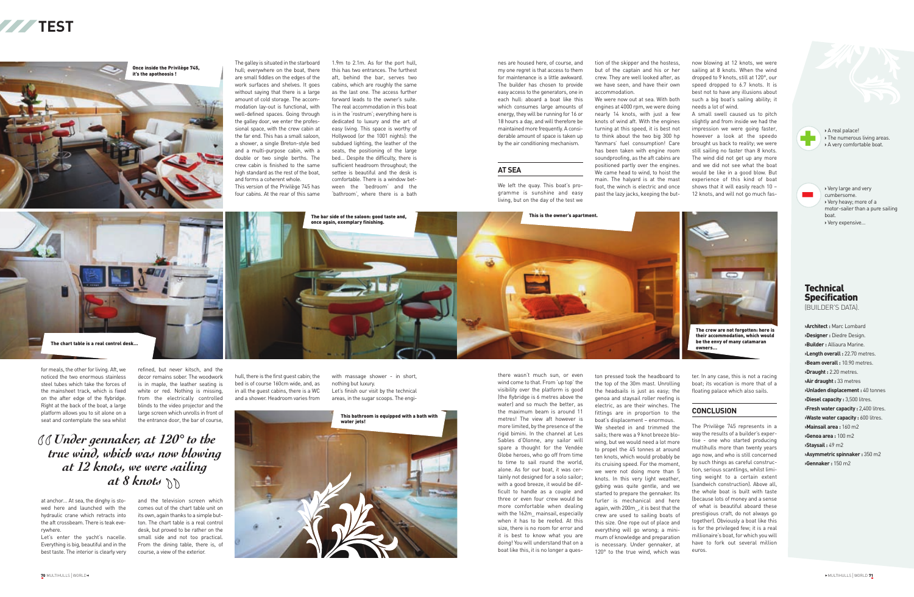# TEST

Once inside the Privilège 745, it's the apotheosis !

The galley is situated in the starboard hull; everywhere on the boat, there are small fiddles on the edges of the work surfaces and shelves. It goes without saying that there is a large amount of cold storage. The accommodation lay-out is functional, with well-defined spaces. Going through the galley door, we enter the professional space, with the crew cabin at the far end. This has a small saloon, a shower, a single Breton-style bed and a multi-purpose cabin, with a double or two single berths. The crew cabin is finished to the same high standard as the rest of the boat, and forms a coherent whole.

This version of the Privilège 745 has four cabins. At the rear of this same hull, there is the first guest cabin; the bed is of course 160cm wide, and, as in all the guest cabins, there is a WC and a shower. Headroom varies from 1.9m to 2.1m. As for the port hull, this has two entrances. The furthest aft, behind the bar, serves two cabins, which are roughly the same as the last one. The access further forward leads to the owner's suite. The real accommodation in this boat is in the 'rostrum'; everything here is dedicated to luxury and the art of easy living. This space is worthy of Hollywood (or the 1001 nights): the subdued lighting, the leather of the seats, the positioning of the large bed… Despite the difficulty, there is sufficient headroom throughout; the settee is beautiful and the desk is comfortable. There is a window between the 'bedroom' and the 'bathroom', where there is a bath with massage shower - in short, nothing but luxury.

Let's finish our visit by the technical areas, in the sugar scoops. The engines are housed here, of course, and my one regret is that access to them for maintenance is a little awkward. The builder has chosen to provide easy access to the generators, one in each hull: aboard a boat like this which consumes large amounts of energy, they will be running for 16 or 18 hours a day, and will therefore be maintained more frequently. A considerable amount of space is taken up by the air conditioning mechanism.

for meals, the other for living. Aft, we noticed the two enormous stainless steel tubes which take the forces of the mainsheet track, which is fixed on the after edge of the flybridge. Right at the back of the boat, a large platform allows you to sit alone on a seat and contemplate the sea whilst at anchor… At sea, the dinghy is stowed here and launched with the hydraulic crane which retracts into the aft crossbeam. There is teak everywhere.

Let's enter the yacht's nacelle. Everything is big, beautiful and in the best taste. The interior is clearly very refined, but never kitsch, and the decor remains sober. The woodwork is in maple, the leather seating is white or red. Nothing is missing, from the electrically controlled blinds to the video projector and the large screen which unrolls in front of the entrance door, the bar of course, and the television screen which comes out of the chart table unit on its own, again thanks to a simple button. The chart table is a real control desk, but proved to be rather on the small side and not too practical. From the dining table, there is, of course, a view of the exterior.

> *Under gennaker, at 120° to the true wind, which was now blowing at 12 knots, we were sailing at 8 knots*

The chart table is a real control desk…

The bar side of the saloon: good taste and, once again, exemplary finishing.

This is the owner's apartment.

The crew are not forgotten: here is their accommodation, which would be the envy of many catamaran owners…

This bathroom is equipped with a bath with water jets!

## AT SEA

We left the quay. This boat's programme is sunshine and easy living, but on the day of the test we there wasn't much sun, or even wind come to that. From 'up top' the visibility over the platform is good (the flybridge is 6 metres above the water) and so much the better, as the maximum beam is around 11 metres! The view aft however is more limited, by the presence of the rigid bimini. In the channel at Les Sables d'Olonne, any sailor will spare a thought for the Vendée Globe heroes, who go off from time to time to sail round the world, alone. As for our boat, it was certainly not designed for a solo sailor; with a good breeze, it would be difficult to handle as a couple and three or even four crew would be more comfortable when dealing with the 162m_ mainsail, especially when it has to be reefed. At this size, there is no room for error and it is best to know what you are doing! You will understand that on a boat like this, it is no longer a question of the skipper and the hostess, but of the captain and his or her crew. They are well looked after, as we have seen, and have their own accommodation.

We were now out at sea. With both engines at 4000 rpm, we were doing nearly 14 knots, with just a few knots of wind aft. With the engines turning at this speed, it is best not to think about the two big 300 hp Yanmars' fuel consumption! Care has been taken with engine room soundproofing, as the aft cabins are positioned partly over the engines. We came head to wind, to hoist the main. The halyard is at the mast foot, the winch is electric and once past the lazy jacks, keeping the button pressed took the headboard to the top of the 30m mast. Unrolling the headsails is just as easy; the genoa and staysail roller reefing is electric, as are their winches. The fittings are in proportion to the boat's displacement – enormous.

We sheeted in and trimmed the sails; there was a 9 knot breeze blowing, but we would need a lot more to propel the 45 tonnes at around ten knots, which would probably be its cruising speed. For the moment, we were not doing more than 5 knots. In this very light weather, gybing was quite gentle, and we started to prepare the gennaker. Its furler is mechanical and here again, with 200m_, it is best that the crew are used to sailing boats of this size. One rope out of place and everything will go wrong; a minimum of knowledge and preparation is necessary. Under gennaker, at 120° to the true wind, which was now blowing at 12 knots, we were sailing at 8 knots. When the wind dropped to 9 knots, still at 120°, our speed dropped to 6.7 knots. It is best not to have any illusions about such a big boat's sailing ability; it needs a lot of wind.

A small swell caused us to pitch slightly and from inside we had the impression we were going faster, however a look at the speedo brought us back to reality; we were still sailing no faster than 8 knots. The wind did not get up any more and we did not see what the boat would be like in a good blow. But experience of this kind of boat shows that it will easily reach 10 – 12 knots, and will not go much faster. In any case, this is not a racing boat; its vocation is more that of a floating palace which also sails.

## CONCLUSION

The Privilège 745 represents in a way the results of a builder's expertise - one who started producing multihulls more than twenty years ago now, and who is still concerned by such things as careful construction, serious scantlings, whilst limiting weight to a certain extent (sandwich construction). Above all, the whole boat is built with taste (because lots of money and a sense of what is beautiful aboard these prestigious craft, do not always go together). Obviously a boat like this is for the privileged few; it is a real millionaire's boat, for which you will have to fork out several million euros.

**+**
- A real palace!
- The numerous living areas.
- A very comfortable boat.

**−**
- Very large and very cumbersome.
- Very heavy; more of a motor-sailer than a pure sailing boat.
- Very expensive…

## Technical Specification
(BUILDER'S DATA).

- **Architect :** Marc Lombard
- **Designer :** Diedre Design.
- **Builder :** Alliaura Marine.
- **Length overall :** 22.70 metres.
- **Beam overall :** 10.90 metres.
- **Draught :** 2.20 metres.
- **Air draught :** 33 metres
- **Unladen displacement :** 40 tonnes
- **Diesel capacity :** 3,500 litres.
- **Fresh water capacity :** 2,400 litres.
- **Waste water capacity :** 600 litres.
- **Mainsail area :** 160 m2
- **Genoa area :** 100 m2
- **Staysail :** 49 m2
- **Asymmetric spinnaker :** 350 m2
- **Gennaker :** 150 m2